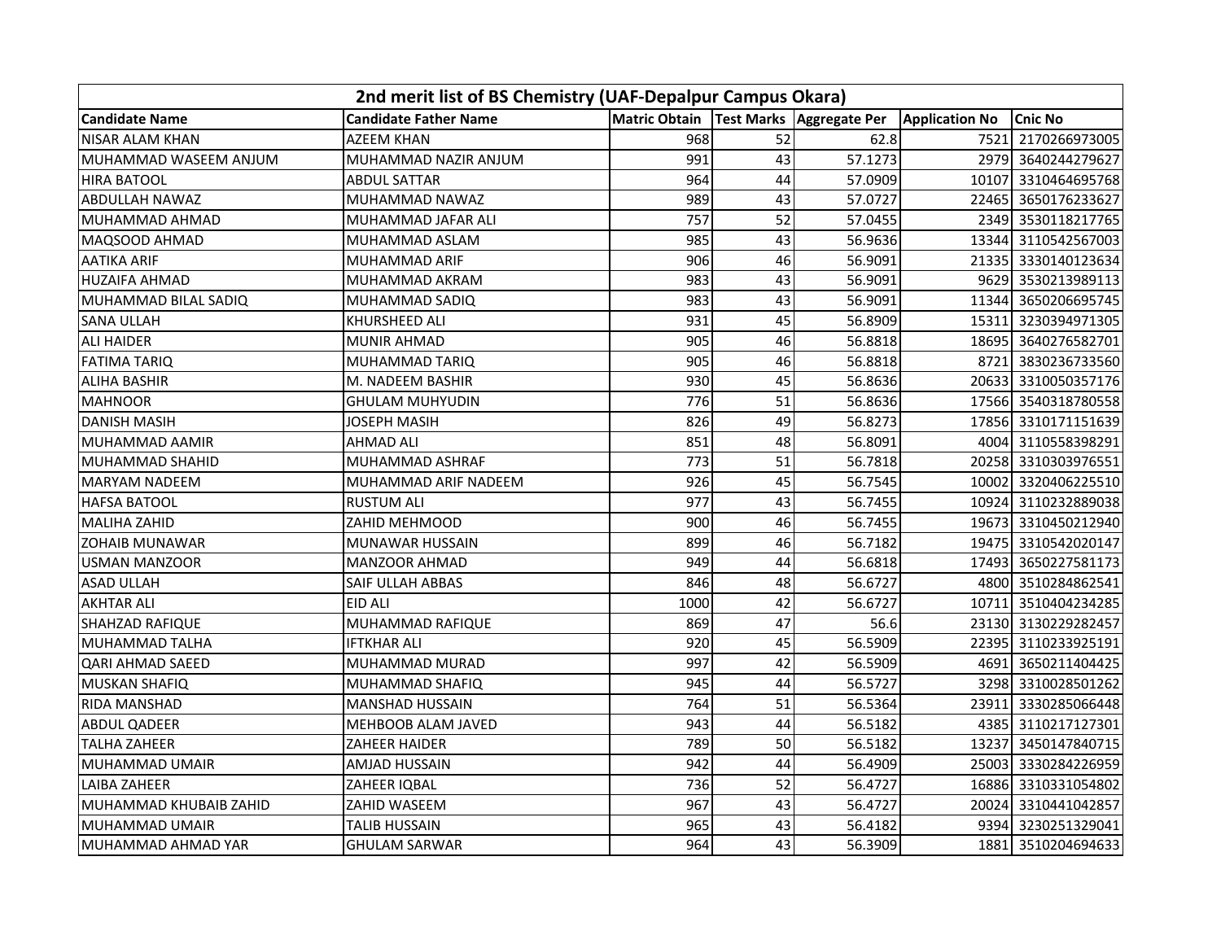| 2nd merit list of BS Chemistry (UAF-Depalpur Campus Okara) | | | | | | |
|---|---|---|---|---|---|---|
| **Candidate Name** | **Candidate Father Name** | **Matric Obtain** | **Test Marks** | **Aggregate Per** | **Application No** | **Cnic No** |
| NISAR ALAM KHAN | AZEEM KHAN | 968 | 52 | 62.8 | 7521 | 2170266973005 |
| MUHAMMAD WASEEM ANJUM | MUHAMMAD NAZIR ANJUM | 991 | 43 | 57.1273 | 2979 | 3640244279627 |
| HIRA BATOOL | ABDUL SATTAR | 964 | 44 | 57.0909 | 10107 | 3310464695768 |
| ABDULLAH NAWAZ | MUHAMMAD NAWAZ | 989 | 43 | 57.0727 | 22465 | 3650176233627 |
| MUHAMMAD AHMAD | MUHAMMAD JAFAR ALI | 757 | 52 | 57.0455 | 2349 | 3530118217765 |
| MAQSOOD AHMAD | MUHAMMAD ASLAM | 985 | 43 | 56.9636 | 13344 | 3110542567003 |
| AATIKA ARIF | MUHAMMAD ARIF | 906 | 46 | 56.9091 | 21335 | 3330140123634 |
| HUZAIFA AHMAD | MUHAMMAD AKRAM | 983 | 43 | 56.9091 | 9629 | 3530213989113 |
| MUHAMMAD BILAL SADIQ | MUHAMMAD SADIQ | 983 | 43 | 56.9091 | 11344 | 3650206695745 |
| SANA ULLAH | KHURSHEED ALI | 931 | 45 | 56.8909 | 15311 | 3230394971305 |
| ALI HAIDER | MUNIR AHMAD | 905 | 46 | 56.8818 | 18695 | 3640276582701 |
| FATIMA TARIQ | MUHAMMAD TARIQ | 905 | 46 | 56.8818 | 8721 | 3830236733560 |
| ALIHA BASHIR | M. NADEEM BASHIR | 930 | 45 | 56.8636 | 20633 | 3310050357176 |
| MAHNOOR | GHULAM MUHYUDIN | 776 | 51 | 56.8636 | 17566 | 3540318780558 |
| DANISH MASIH | JOSEPH MASIH | 826 | 49 | 56.8273 | 17856 | 3310171151639 |
| MUHAMMAD AAMIR | AHMAD ALI | 851 | 48 | 56.8091 | 4004 | 3110558398291 |
| MUHAMMAD SHAHID | MUHAMMAD ASHRAF | 773 | 51 | 56.7818 | 20258 | 3310303976551 |
| MARYAM NADEEM | MUHAMMAD ARIF NADEEM | 926 | 45 | 56.7545 | 10002 | 3320406225510 |
| HAFSA BATOOL | RUSTUM ALI | 977 | 43 | 56.7455 | 10924 | 3110232889038 |
| MALIHA ZAHID | ZAHID MEHMOOD | 900 | 46 | 56.7455 | 19673 | 3310450212940 |
| ZOHAIB MUNAWAR | MUNAWAR HUSSAIN | 899 | 46 | 56.7182 | 19475 | 3310542020147 |
| USMAN MANZOOR | MANZOOR AHMAD | 949 | 44 | 56.6818 | 17493 | 3650227581173 |
| ASAD ULLAH | SAIF ULLAH ABBAS | 846 | 48 | 56.6727 | 4800 | 3510284862541 |
| AKHTAR ALI | EID ALI | 1000 | 42 | 56.6727 | 10711 | 3510404234285 |
| SHAHZAD RAFIQUE | MUHAMMAD RAFIQUE | 869 | 47 | 56.6 | 23130 | 3130229282457 |
| MUHAMMAD TALHA | IFTKHAR ALI | 920 | 45 | 56.5909 | 22395 | 3110233925191 |
| QARI AHMAD SAEED | MUHAMMAD MURAD | 997 | 42 | 56.5909 | 4691 | 3650211404425 |
| MUSKAN SHAFIQ | MUHAMMAD SHAFIQ | 945 | 44 | 56.5727 | 3298 | 3310028501262 |
| RIDA MANSHAD | MANSHAD HUSSAIN | 764 | 51 | 56.5364 | 23911 | 3330285066448 |
| ABDUL QADEER | MEHBOOB ALAM JAVED | 943 | 44 | 56.5182 | 4385 | 3110217127301 |
| TALHA ZAHEER | ZAHEER HAIDER | 789 | 50 | 56.5182 | 13237 | 3450147840715 |
| MUHAMMAD UMAIR | AMJAD HUSSAIN | 942 | 44 | 56.4909 | 25003 | 3330284226959 |
| LAIBA ZAHEER | ZAHEER IQBAL | 736 | 52 | 56.4727 | 16886 | 3310331054802 |
| MUHAMMAD KHUBAIB ZAHID | ZAHID WASEEM | 967 | 43 | 56.4727 | 20024 | 3310441042857 |
| MUHAMMAD UMAIR | TALIB HUSSAIN | 965 | 43 | 56.4182 | 9394 | 3230251329041 |
| MUHAMMAD AHMAD YAR | GHULAM SARWAR | 964 | 43 | 56.3909 | 1881 | 3510204694633 |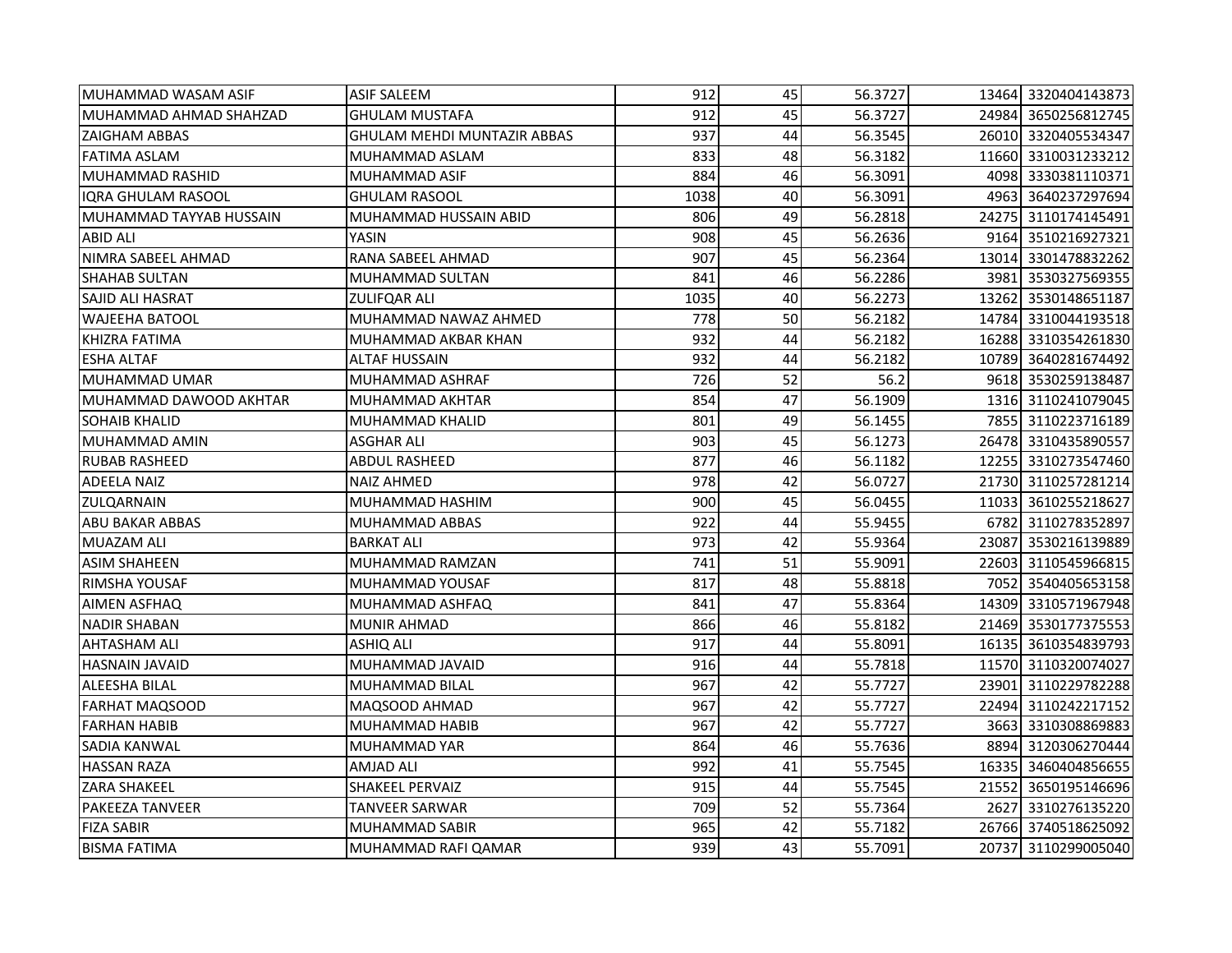| | | | | | | |
|---|---|---|---|---|---|---|
| MUHAMMAD WASAM ASIF | ASIF SALEEM | 912 | 45 | 56.3727 | 13464 | 3320404143873 |
| MUHAMMAD AHMAD SHAHZAD | GHULAM MUSTAFA | 912 | 45 | 56.3727 | 24984 | 3650256812745 |
| ZAIGHAM ABBAS | GHULAM MEHDI MUNTAZIR ABBAS | 937 | 44 | 56.3545 | 26010 | 3320405534347 |
| FATIMA ASLAM | MUHAMMAD ASLAM | 833 | 48 | 56.3182 | 11660 | 3310031233212 |
| MUHAMMAD RASHID | MUHAMMAD ASIF | 884 | 46 | 56.3091 | 4098 | 3330381110371 |
| IQRA GHULAM RASOOL | GHULAM RASOOL | 1038 | 40 | 56.3091 | 4963 | 3640237297694 |
| MUHAMMAD TAYYAB HUSSAIN | MUHAMMAD HUSSAIN ABID | 806 | 49 | 56.2818 | 24275 | 3110174145491 |
| ABID ALI | YASIN | 908 | 45 | 56.2636 | 9164 | 3510216927321 |
| NIMRA SABEEL AHMAD | RANA SABEEL AHMAD | 907 | 45 | 56.2364 | 13014 | 3301478832262 |
| SHAHAB SULTAN | MUHAMMAD SULTAN | 841 | 46 | 56.2286 | 3981 | 3530327569355 |
| SAJID ALI HASRAT | ZULIFQAR ALI | 1035 | 40 | 56.2273 | 13262 | 3530148651187 |
| WAJEEHA BATOOL | MUHAMMAD NAWAZ AHMED | 778 | 50 | 56.2182 | 14784 | 3310044193518 |
| KHIZRA FATIMA | MUHAMMAD AKBAR KHAN | 932 | 44 | 56.2182 | 16288 | 3310354261830 |
| ESHA ALTAF | ALTAF HUSSAIN | 932 | 44 | 56.2182 | 10789 | 3640281674492 |
| MUHAMMAD UMAR | MUHAMMAD ASHRAF | 726 | 52 | 56.2 | 9618 | 3530259138487 |
| MUHAMMAD DAWOOD AKHTAR | MUHAMMAD AKHTAR | 854 | 47 | 56.1909 | 1316 | 3110241079045 |
| SOHAIB KHALID | MUHAMMAD KHALID | 801 | 49 | 56.1455 | 7855 | 3110223716189 |
| MUHAMMAD AMIN | ASGHAR ALI | 903 | 45 | 56.1273 | 26478 | 3310435890557 |
| RUBAB RASHEED | ABDUL RASHEED | 877 | 46 | 56.1182 | 12255 | 3310273547460 |
| ADEELA NAIZ | NAIZ AHMED | 978 | 42 | 56.0727 | 21730 | 3110257281214 |
| ZULQARNAIN | MUHAMMAD HASHIM | 900 | 45 | 56.0455 | 11033 | 3610255218627 |
| ABU BAKAR ABBAS | MUHAMMAD ABBAS | 922 | 44 | 55.9455 | 6782 | 3110278352897 |
| MUAZAM ALI | BARKAT ALI | 973 | 42 | 55.9364 | 23087 | 3530216139889 |
| ASIM SHAHEEN | MUHAMMAD RAMZAN | 741 | 51 | 55.9091 | 22603 | 3110545966815 |
| RIMSHA YOUSAF | MUHAMMAD YOUSAF | 817 | 48 | 55.8818 | 7052 | 3540405653158 |
| AIMEN ASFHAQ | MUHAMMAD ASHFAQ | 841 | 47 | 55.8364 | 14309 | 3310571967948 |
| NADIR SHABAN | MUNIR AHMAD | 866 | 46 | 55.8182 | 21469 | 3530177375553 |
| AHTASHAM ALI | ASHIQ ALI | 917 | 44 | 55.8091 | 16135 | 3610354839793 |
| HASNAIN JAVAID | MUHAMMAD JAVAID | 916 | 44 | 55.7818 | 11570 | 3110320074027 |
| ALEESHA BILAL | MUHAMMAD BILAL | 967 | 42 | 55.7727 | 23901 | 3110229782288 |
| FARHAT MAQSOOD | MAQSOOD AHMAD | 967 | 42 | 55.7727 | 22494 | 3110242217152 |
| FARHAN HABIB | MUHAMMAD HABIB | 967 | 42 | 55.7727 | 3663 | 3310308869883 |
| SADIA KANWAL | MUHAMMAD YAR | 864 | 46 | 55.7636 | 8894 | 3120306270444 |
| HASSAN RAZA | AMJAD ALI | 992 | 41 | 55.7545 | 16335 | 3460404856655 |
| ZARA SHAKEEL | SHAKEEL PERVAIZ | 915 | 44 | 55.7545 | 21552 | 3650195146696 |
| PAKEEZA TANVEER | TANVEER SARWAR | 709 | 52 | 55.7364 | 2627 | 3310276135220 |
| FIZA SABIR | MUHAMMAD SABIR | 965 | 42 | 55.7182 | 26766 | 3740518625092 |
| BISMA FATIMA | MUHAMMAD RAFI QAMAR | 939 | 43 | 55.7091 | 20737 | 3110299005040 |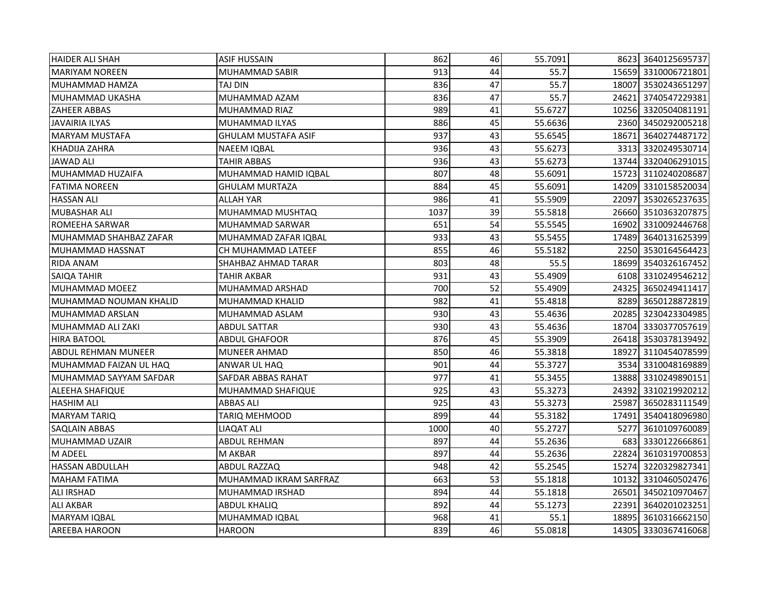| | | | | | | |
|---|---|---|---|---|---|---|
| HAIDER ALI SHAH | ASIF HUSSAIN | 862 | 46 | 55.7091 | 8623 | 3640125695737 |
| MARIYAM NOREEN | MUHAMMAD SABIR | 913 | 44 | 55.7 | 15659 | 3310006721801 |
| MUHAMMAD HAMZA | TAJ DIN | 836 | 47 | 55.7 | 18007 | 3530243651297 |
| MUHAMMAD UKASHA | MUHAMMAD AZAM | 836 | 47 | 55.7 | 24621 | 3740547229381 |
| ZAHEER ABBAS | MUHAMMAD RIAZ | 989 | 41 | 55.6727 | 10256 | 3320504081191 |
| JAVAIRIA ILYAS | MUHAMMAD ILYAS | 886 | 45 | 55.6636 | 2360 | 3450292005218 |
| MARYAM MUSTAFA | GHULAM MUSTAFA ASIF | 937 | 43 | 55.6545 | 18671 | 3640274487172 |
| KHADIJA ZAHRA | NAEEM IQBAL | 936 | 43 | 55.6273 | 3313 | 3320249530714 |
| JAWAD ALI | TAHIR ABBAS | 936 | 43 | 55.6273 | 13744 | 3320406291015 |
| MUHAMMAD HUZAIFA | MUHAMMAD HAMID IQBAL | 807 | 48 | 55.6091 | 15723 | 3110240208687 |
| FATIMA NOREEN | GHULAM MURTAZA | 884 | 45 | 55.6091 | 14209 | 3310158520034 |
| HASSAN ALI | ALLAH YAR | 986 | 41 | 55.5909 | 22097 | 3530265237635 |
| MUBASHAR ALI | MUHAMMAD MUSHTAQ | 1037 | 39 | 55.5818 | 26660 | 3510363207875 |
| ROMEEHA SARWAR | MUHAMMAD SARWAR | 651 | 54 | 55.5545 | 16902 | 3310092446768 |
| MUHAMMAD SHAHBAZ ZAFAR | MUHAMMAD ZAFAR IQBAL | 933 | 43 | 55.5455 | 17489 | 3640131625399 |
| MUHAMMAD HASSNAT | CH MUHAMMAD LATEEF | 855 | 46 | 55.5182 | 2250 | 3530164564423 |
| RIDA ANAM | SHAHBAZ AHMAD TARAR | 803 | 48 | 55.5 | 18699 | 3540326167452 |
| SAIQA TAHIR | TAHIR AKBAR | 931 | 43 | 55.4909 | 6108 | 3310249546212 |
| MUHAMMAD MOEEZ | MUHAMMAD ARSHAD | 700 | 52 | 55.4909 | 24325 | 3650249411417 |
| MUHAMMAD NOUMAN KHALID | MUHAMMAD KHALID | 982 | 41 | 55.4818 | 8289 | 3650128872819 |
| MUHAMMAD ARSLAN | MUHAMMAD ASLAM | 930 | 43 | 55.4636 | 20285 | 3230423304985 |
| MUHAMMAD ALI ZAKI | ABDUL SATTAR | 930 | 43 | 55.4636 | 18704 | 3330377057619 |
| HIRA BATOOL | ABDUL GHAFOOR | 876 | 45 | 55.3909 | 26418 | 3530378139492 |
| ABDUL REHMAN MUNEER | MUNEER AHMAD | 850 | 46 | 55.3818 | 18927 | 3110454078599 |
| MUHAMMAD FAIZAN UL HAQ | ANWAR UL HAQ | 901 | 44 | 55.3727 | 3534 | 3310048169889 |
| MUHAMMAD SAYYAM SAFDAR | SAFDAR ABBAS RAHAT | 977 | 41 | 55.3455 | 13888 | 3310249890151 |
| ALEEHA SHAFIQUE | MUHAMMAD SHAFIQUE | 925 | 43 | 55.3273 | 24392 | 3310219920212 |
| HASHIM ALI | ABBAS ALI | 925 | 43 | 55.3273 | 25987 | 3650283111549 |
| MARYAM TARIQ | TARIQ MEHMOOD | 899 | 44 | 55.3182 | 17491 | 3540418096980 |
| SAQLAIN ABBAS | LIAQAT ALI | 1000 | 40 | 55.2727 | 5277 | 3610109760089 |
| MUHAMMAD UZAIR | ABDUL REHMAN | 897 | 44 | 55.2636 | 683 | 3330122666861 |
| M ADEEL | M AKBAR | 897 | 44 | 55.2636 | 22824 | 3610319700853 |
| HASSAN ABDULLAH | ABDUL RAZZAQ | 948 | 42 | 55.2545 | 15274 | 3220329827341 |
| MAHAM FATIMA | MUHAMMAD IKRAM SARFRAZ | 663 | 53 | 55.1818 | 10132 | 3310460502476 |
| ALI IRSHAD | MUHAMMAD IRSHAD | 894 | 44 | 55.1818 | 26501 | 3450210970467 |
| ALI AKBAR | ABDUL KHALIQ | 892 | 44 | 55.1273 | 22391 | 3640201023251 |
| MARYAM IQBAL | MUHAMMAD IQBAL | 968 | 41 | 55.1 | 18895 | 3610316662150 |
| AREEBA HAROON | HAROON | 839 | 46 | 55.0818 | 14305 | 3330367416068 |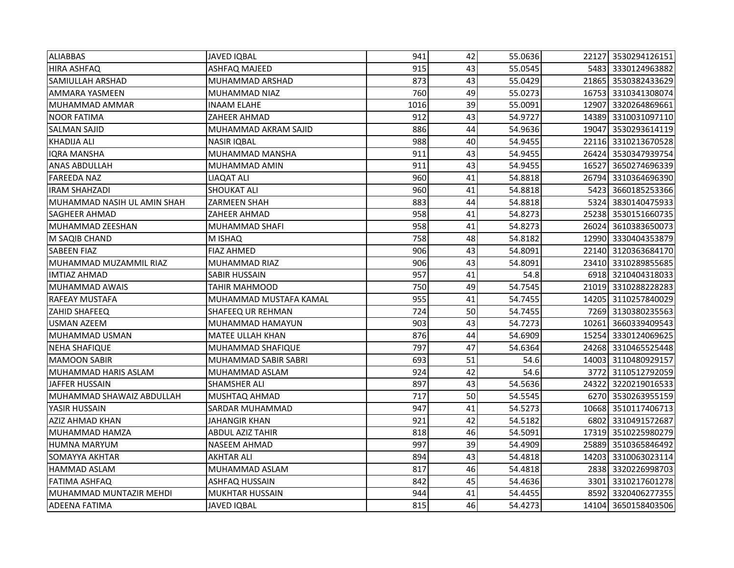| ALIABBAS | JAVED IQBAL | 941 | 42 | 55.0636 | 22127 | 3530294126151 |
|---|---|---|---|---|---|---|
| HIRA ASHFAQ | ASHFAQ MAJEED | 915 | 43 | 55.0545 | 5483 | 3330124963882 |
| SAMIULLAH ARSHAD | MUHAMMAD ARSHAD | 873 | 43 | 55.0429 | 21865 | 3530382433629 |
| AMMARA YASMEEN | MUHAMMAD NIAZ | 760 | 49 | 55.0273 | 16753 | 3310341308074 |
| MUHAMMAD AMMAR | INAAM ELAHE | 1016 | 39 | 55.0091 | 12907 | 3320264869661 |
| NOOR FATIMA | ZAHEER AHMAD | 912 | 43 | 54.9727 | 14389 | 3310031097110 |
| SALMAN SAJID | MUHAMMAD AKRAM SAJID | 886 | 44 | 54.9636 | 19047 | 3530293614119 |
| KHADIJA ALI | NASIR IQBAL | 988 | 40 | 54.9455 | 22116 | 3310213670528 |
| IQRA MANSHA | MUHAMMAD MANSHA | 911 | 43 | 54.9455 | 26424 | 3530347939754 |
| ANAS ABDULLAH | MUHAMMAD AMIN | 911 | 43 | 54.9455 | 16527 | 3650274696339 |
| FAREEDA NAZ | LIAQAT ALI | 960 | 41 | 54.8818 | 26794 | 3310364696390 |
| IRAM SHAHZADI | SHOUKAT ALI | 960 | 41 | 54.8818 | 5423 | 3660185253366 |
| MUHAMMAD NASIH UL AMIN SHAH | ZARMEEN SHAH | 883 | 44 | 54.8818 | 5324 | 3830140475933 |
| SAGHEER AHMAD | ZAHEER AHMAD | 958 | 41 | 54.8273 | 25238 | 3530151660735 |
| MUHAMMAD ZEESHAN | MUHAMMAD SHAFI | 958 | 41 | 54.8273 | 26024 | 3610383650073 |
| M SAQIB CHAND | M ISHAQ | 758 | 48 | 54.8182 | 12990 | 3330404353879 |
| SABEEN FIAZ | FIAZ AHMED | 906 | 43 | 54.8091 | 22140 | 3120363684170 |
| MUHAMMAD MUZAMMIL RIAZ | MUHAMMAD RIAZ | 906 | 43 | 54.8091 | 23410 | 3310289855685 |
| IMTIAZ AHMAD | SABIR HUSSAIN | 957 | 41 | 54.8 | 6918 | 3210404318033 |
| MUHAMMAD AWAIS | TAHIR MAHMOOD | 750 | 49 | 54.7545 | 21019 | 3310288228283 |
| RAFEAY MUSTAFA | MUHAMMAD MUSTAFA KAMAL | 955 | 41 | 54.7455 | 14205 | 3110257840029 |
| ZAHID SHAFEEQ | SHAFEEQ UR REHMAN | 724 | 50 | 54.7455 | 7269 | 3130380235563 |
| USMAN AZEEM | MUHAMMAD HAMAYUN | 903 | 43 | 54.7273 | 10261 | 3660339409543 |
| MUHAMMAD USMAN | MATEE ULLAH KHAN | 876 | 44 | 54.6909 | 15254 | 3330124069625 |
| NEHA SHAFIQUE | MUHAMMAD SHAFIQUE | 797 | 47 | 54.6364 | 24268 | 3310465525448 |
| MAMOON SABIR | MUHAMMAD SABIR SABRI | 693 | 51 | 54.6 | 14003 | 3110480929157 |
| MUHAMMAD HARIS ASLAM | MUHAMMAD ASLAM | 924 | 42 | 54.6 | 3772 | 3110512792059 |
| JAFFER HUSSAIN | SHAMSHER ALI | 897 | 43 | 54.5636 | 24322 | 3220219016533 |
| MUHAMMAD SHAWAIZ ABDULLAH | MUSHTAQ AHMAD | 717 | 50 | 54.5545 | 6270 | 3530263955159 |
| YASIR HUSSAIN | SARDAR MUHAMMAD | 947 | 41 | 54.5273 | 10668 | 3510117406713 |
| AZIZ AHMAD KHAN | JAHANGIR KHAN | 921 | 42 | 54.5182 | 6802 | 3310491572687 |
| MUHAMMAD HAMZA | ABDUL AZIZ TAHIR | 818 | 46 | 54.5091 | 17319 | 3510225980279 |
| HUMNA MARYUM | NASEEM AHMAD | 997 | 39 | 54.4909 | 25889 | 3510365846492 |
| SOMAYYA AKHTAR | AKHTAR ALI | 894 | 43 | 54.4818 | 14203 | 3310063023114 |
| HAMMAD ASLAM | MUHAMMAD ASLAM | 817 | 46 | 54.4818 | 2838 | 3320226998703 |
| FATIMA ASHFAQ | ASHFAQ HUSSAIN | 842 | 45 | 54.4636 | 3301 | 3310217601278 |
| MUHAMMAD MUNTAZIR MEHDI | MUKHTAR HUSSAIN | 944 | 41 | 54.4455 | 8592 | 3320406277355 |
| ADEENA FATIMA | JAVED IQBAL | 815 | 46 | 54.4273 | 14104 | 3650158403506 |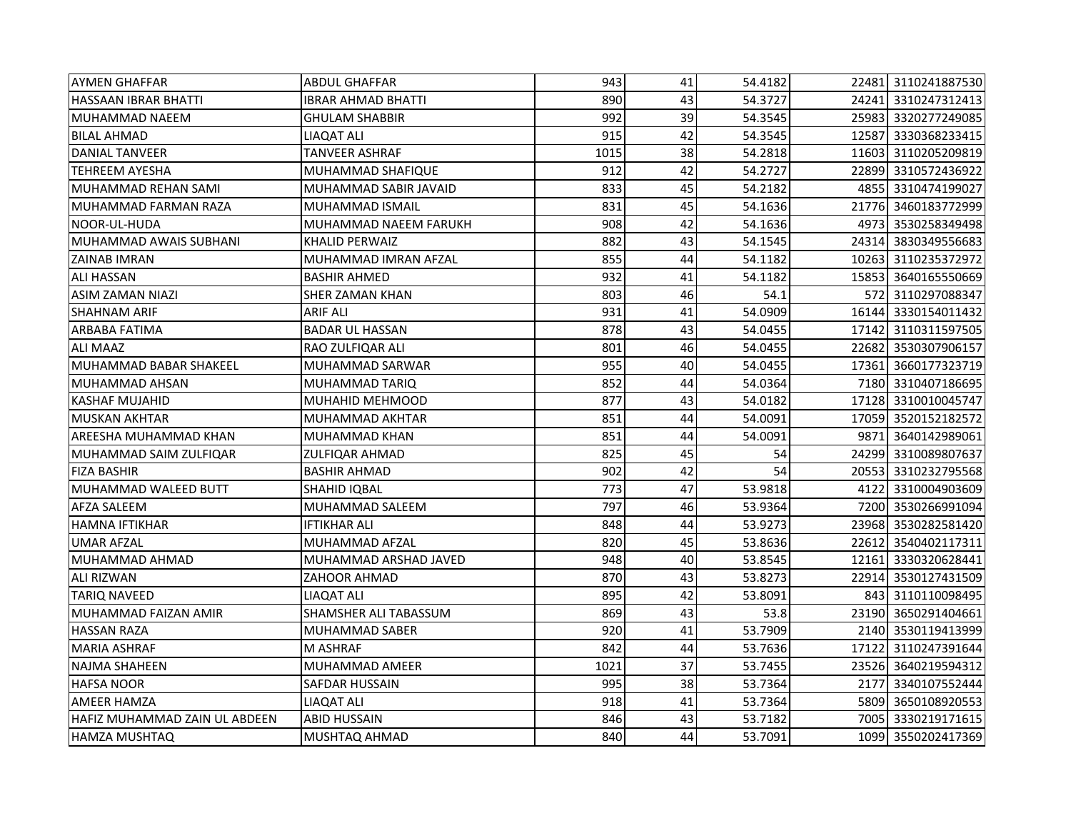| | | | | | | |
|---|---|---|---|---|---|---|
| AYMEN GHAFFAR | ABDUL GHAFFAR | 943 | 41 | 54.4182 | 22481 | 3110241887530 |
| HASSAAN IBRAR BHATTI | IBRAR AHMAD BHATTI | 890 | 43 | 54.3727 | 24241 | 3310247312413 |
| MUHAMMAD NAEEM | GHULAM SHABBIR | 992 | 39 | 54.3545 | 25983 | 3320277249085 |
| BILAL AHMAD | LIAQAT ALI | 915 | 42 | 54.3545 | 12587 | 3330368233415 |
| DANIAL TANVEER | TANVEER ASHRAF | 1015 | 38 | 54.2818 | 11603 | 3110205209819 |
| TEHREEM AYESHA | MUHAMMAD SHAFIQUE | 912 | 42 | 54.2727 | 22899 | 3310572436922 |
| MUHAMMAD REHAN SAMI | MUHAMMAD SABIR JAVAID | 833 | 45 | 54.2182 | 4855 | 3310474199027 |
| MUHAMMAD FARMAN RAZA | MUHAMMAD ISMAIL | 831 | 45 | 54.1636 | 21776 | 3460183772999 |
| NOOR-UL-HUDA | MUHAMMAD NAEEM FARUKH | 908 | 42 | 54.1636 | 4973 | 3530258349498 |
| MUHAMMAD AWAIS SUBHANI | KHALID PERWAIZ | 882 | 43 | 54.1545 | 24314 | 3830349556683 |
| ZAINAB IMRAN | MUHAMMAD IMRAN AFZAL | 855 | 44 | 54.1182 | 10263 | 3110235372972 |
| ALI HASSAN | BASHIR AHMED | 932 | 41 | 54.1182 | 15853 | 3640165550669 |
| ASIM ZAMAN NIAZI | SHER ZAMAN KHAN | 803 | 46 | 54.1 | 572 | 3110297088347 |
| SHAHNAM ARIF | ARIF ALI | 931 | 41 | 54.0909 | 16144 | 3330154011432 |
| ARBABA FATIMA | BADAR UL HASSAN | 878 | 43 | 54.0455 | 17142 | 3110311597505 |
| ALI MAAZ | RAO ZULFIQAR ALI | 801 | 46 | 54.0455 | 22682 | 3530307906157 |
| MUHAMMAD BABAR SHAKEEL | MUHAMMAD SARWAR | 955 | 40 | 54.0455 | 17361 | 3660177323719 |
| MUHAMMAD AHSAN | MUHAMMAD TARIQ | 852 | 44 | 54.0364 | 7180 | 3310407186695 |
| KASHAF MUJAHID | MUHAHID MEHMOOD | 877 | 43 | 54.0182 | 17128 | 3310010045747 |
| MUSKAN AKHTAR | MUHAMMAD AKHTAR | 851 | 44 | 54.0091 | 17059 | 3520152182572 |
| AREESHA MUHAMMAD KHAN | MUHAMMAD KHAN | 851 | 44 | 54.0091 | 9871 | 3640142989061 |
| MUHAMMAD SAIM ZULFIQAR | ZULFIQAR AHMAD | 825 | 45 | 54 | 24299 | 3310089807637 |
| FIZA BASHIR | BASHIR AHMAD | 902 | 42 | 54 | 20553 | 3310232795568 |
| MUHAMMAD WALEED BUTT | SHAHID IQBAL | 773 | 47 | 53.9818 | 4122 | 3310004903609 |
| AFZA SALEEM | MUHAMMAD SALEEM | 797 | 46 | 53.9364 | 7200 | 3530266991094 |
| HAMNA IFTIKHAR | IFTIKHAR ALI | 848 | 44 | 53.9273 | 23968 | 3530282581420 |
| UMAR AFZAL | MUHAMMAD AFZAL | 820 | 45 | 53.8636 | 22612 | 3540402117311 |
| MUHAMMAD AHMAD | MUHAMMAD ARSHAD JAVED | 948 | 40 | 53.8545 | 12161 | 3330320628441 |
| ALI RIZWAN | ZAHOOR AHMAD | 870 | 43 | 53.8273 | 22914 | 3530127431509 |
| TARIQ NAVEED | LIAQAT ALI | 895 | 42 | 53.8091 | 843 | 3110110098495 |
| MUHAMMAD FAIZAN AMIR | SHAMSHER ALI TABASSUM | 869 | 43 | 53.8 | 23190 | 3650291404661 |
| HASSAN RAZA | MUHAMMAD SABER | 920 | 41 | 53.7909 | 2140 | 3530119413999 |
| MARIA ASHRAF | M ASHRAF | 842 | 44 | 53.7636 | 17122 | 3110247391644 |
| NAJMA SHAHEEN | MUHAMMAD AMEER | 1021 | 37 | 53.7455 | 23526 | 3640219594312 |
| HAFSA NOOR | SAFDAR HUSSAIN | 995 | 38 | 53.7364 | 2177 | 3340107552444 |
| AMEER HAMZA | LIAQAT ALI | 918 | 41 | 53.7364 | 5809 | 3650108920553 |
| HAFIZ MUHAMMAD ZAIN UL ABDEEN | ABID HUSSAIN | 846 | 43 | 53.7182 | 7005 | 3330219171615 |
| HAMZA MUSHTAQ | MUSHTAQ AHMAD | 840 | 44 | 53.7091 | 1099 | 3550202417369 |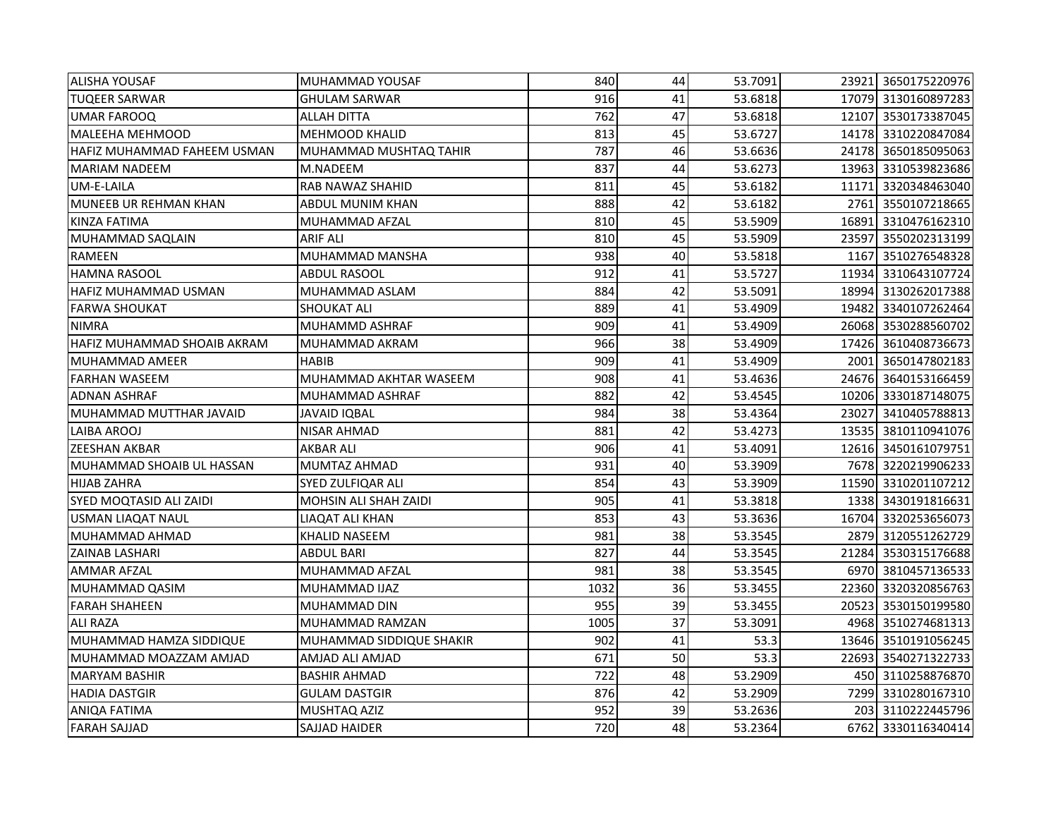| | | | | | | |
|---|---|---|---|---|---|---|
| ALISHA YOUSAF | MUHAMMAD YOUSAF | 840 | 44 | 53.7091 | 23921 | 3650175220976 |
| TUQEER SARWAR | GHULAM SARWAR | 916 | 41 | 53.6818 | 17079 | 3130160897283 |
| UMAR FAROOQ | ALLAH DITTA | 762 | 47 | 53.6818 | 12107 | 3530173387045 |
| MALEEHA MEHMOOD | MEHMOOD KHALID | 813 | 45 | 53.6727 | 14178 | 3310220847084 |
| HAFIZ MUHAMMAD FAHEEM USMAN | MUHAMMAD MUSHTAQ TAHIR | 787 | 46 | 53.6636 | 24178 | 3650185095063 |
| MARIAM NADEEM | M.NADEEM | 837 | 44 | 53.6273 | 13963 | 3310539823686 |
| UM-E-LAILA | RAB NAWAZ SHAHID | 811 | 45 | 53.6182 | 11171 | 3320348463040 |
| MUNEEB UR REHMAN KHAN | ABDUL MUNIM KHAN | 888 | 42 | 53.6182 | 2761 | 3550107218665 |
| KINZA FATIMA | MUHAMMAD AFZAL | 810 | 45 | 53.5909 | 16891 | 3310476162310 |
| MUHAMMAD SAQLAIN | ARIF ALI | 810 | 45 | 53.5909 | 23597 | 3550202313199 |
| RAMEEN | MUHAMMAD MANSHA | 938 | 40 | 53.5818 | 1167 | 3510276548328 |
| HAMNA RASOOL | ABDUL RASOOL | 912 | 41 | 53.5727 | 11934 | 3310643107724 |
| HAFIZ MUHAMMAD USMAN | MUHAMMAD ASLAM | 884 | 42 | 53.5091 | 18994 | 3130262017388 |
| FARWA SHOUKAT | SHOUKAT ALI | 889 | 41 | 53.4909 | 19482 | 3340107262464 |
| NIMRA | MUHAMMD ASHRAF | 909 | 41 | 53.4909 | 26068 | 3530288560702 |
| HAFIZ MUHAMMAD SHOAIB AKRAM | MUHAMMAD AKRAM | 966 | 38 | 53.4909 | 17426 | 3610408736673 |
| MUHAMMAD AMEER | HABIB | 909 | 41 | 53.4909 | 2001 | 3650147802183 |
| FARHAN WASEEM | MUHAMMAD AKHTAR WASEEM | 908 | 41 | 53.4636 | 24676 | 3640153166459 |
| ADNAN ASHRAF | MUHAMMAD ASHRAF | 882 | 42 | 53.4545 | 10206 | 3330187148075 |
| MUHAMMAD MUTTHAR JAVAID | JAVAID IQBAL | 984 | 38 | 53.4364 | 23027 | 3410405788813 |
| LAIBA AROOJ | NISAR AHMAD | 881 | 42 | 53.4273 | 13535 | 3810110941076 |
| ZEESHAN AKBAR | AKBAR ALI | 906 | 41 | 53.4091 | 12616 | 3450161079751 |
| MUHAMMAD SHOAIB UL HASSAN | MUMTAZ AHMAD | 931 | 40 | 53.3909 | 7678 | 3220219906233 |
| HIJAB ZAHRA | SYED ZULFIQAR ALI | 854 | 43 | 53.3909 | 11590 | 3310201107212 |
| SYED MOQTASID ALI ZAIDI | MOHSIN ALI SHAH ZAIDI | 905 | 41 | 53.3818 | 1338 | 3430191816631 |
| USMAN LIAQAT NAUL | LIAQAT ALI KHAN | 853 | 43 | 53.3636 | 16704 | 3320253656073 |
| MUHAMMAD AHMAD | KHALID NASEEM | 981 | 38 | 53.3545 | 2879 | 3120551262729 |
| ZAINAB LASHARI | ABDUL BARI | 827 | 44 | 53.3545 | 21284 | 3530315176688 |
| AMMAR AFZAL | MUHAMMAD AFZAL | 981 | 38 | 53.3545 | 6970 | 3810457136533 |
| MUHAMMAD QASIM | MUHAMMAD IJAZ | 1032 | 36 | 53.3455 | 22360 | 3320320856763 |
| FARAH SHAHEEN | MUHAMMAD DIN | 955 | 39 | 53.3455 | 20523 | 3530150199580 |
| ALI RAZA | MUHAMMAD RAMZAN | 1005 | 37 | 53.3091 | 4968 | 3510274681313 |
| MUHAMMAD HAMZA SIDDIQUE | MUHAMMAD SIDDIQUE SHAKIR | 902 | 41 | 53.3 | 13646 | 3510191056245 |
| MUHAMMAD MOAZZAM AMJAD | AMJAD ALI AMJAD | 671 | 50 | 53.3 | 22693 | 3540271322733 |
| MARYAM BASHIR | BASHIR AHMAD | 722 | 48 | 53.2909 | 450 | 3110258876870 |
| HADIA DASTGIR | GULAM DASTGIR | 876 | 42 | 53.2909 | 7299 | 3310280167310 |
| ANIQA FATIMA | MUSHTAQ AZIZ | 952 | 39 | 53.2636 | 203 | 3110222445796 |
| FARAH SAJJAD | SAJJAD HAIDER | 720 | 48 | 53.2364 | 6762 | 3330116340414 |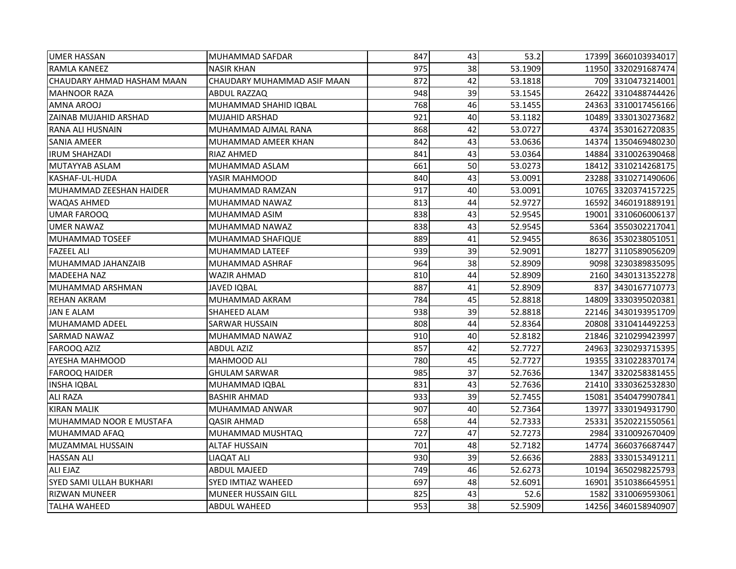| | | | | | | |
|---|---|---|---|---|---|---|
| UMER HASSAN | MUHAMMAD SAFDAR | 847 | 43 | 53.2 | 17399 | 3660103934017 |
| RAMLA KANEEZ | NASIR KHAN | 975 | 38 | 53.1909 | 11950 | 3320291687474 |
| CHAUDARY AHMAD HASHAM MAAN | CHAUDARY MUHAMMAD ASIF MAAN | 872 | 42 | 53.1818 | 709 | 3310473214001 |
| MAHNOOR RAZA | ABDUL RAZZAQ | 948 | 39 | 53.1545 | 26422 | 3310488744426 |
| AMNA AROOJ | MUHAMMAD SHAHID IQBAL | 768 | 46 | 53.1455 | 24363 | 3310017456166 |
| ZAINAB MUJAHID ARSHAD | MUJAHID ARSHAD | 921 | 40 | 53.1182 | 10489 | 3330130273682 |
| RANA ALI HUSNAIN | MUHAMMAD AJMAL RANA | 868 | 42 | 53.0727 | 4374 | 3530162720835 |
| SANIA AMEER | MUHAMMAD AMEER KHAN | 842 | 43 | 53.0636 | 14374 | 1350469480230 |
| IRUM SHAHZADI | RIAZ AHMED | 841 | 43 | 53.0364 | 14884 | 3310026390468 |
| MUTAYYAB ASLAM | MUHAMMAD ASLAM | 661 | 50 | 53.0273 | 18412 | 3310214268175 |
| KASHAF-UL-HUDA | YASIR MAHMOOD | 840 | 43 | 53.0091 | 23288 | 3310271490606 |
| MUHAMMAD ZEESHAN HAIDER | MUHAMMAD RAMZAN | 917 | 40 | 53.0091 | 10765 | 3320374157225 |
| WAQAS AHMED | MUHAMMAD NAWAZ | 813 | 44 | 52.9727 | 16592 | 3460191889191 |
| UMAR FAROOQ | MUHAMMAD ASIM | 838 | 43 | 52.9545 | 19001 | 3310606006137 |
| UMER NAWAZ | MUHAMMAD NAWAZ | 838 | 43 | 52.9545 | 5364 | 3550302217041 |
| MUHAMMAD TOSEEF | MUHAMMAD SHAFIQUE | 889 | 41 | 52.9455 | 8636 | 3530238051051 |
| FAZEEL ALI | MUHAMMAD LATEEF | 939 | 39 | 52.9091 | 18277 | 3110589056209 |
| MUHAMMAD JAHANZAIB | MUHAMMAD ASHRAF | 964 | 38 | 52.8909 | 9098 | 3230389835095 |
| MADEEHA NAZ | WAZIR AHMAD | 810 | 44 | 52.8909 | 2160 | 3430131352278 |
| MUHAMMAD ARSHMAN | JAVED IQBAL | 887 | 41 | 52.8909 | 837 | 3430167710773 |
| REHAN AKRAM | MUHAMMAD AKRAM | 784 | 45 | 52.8818 | 14809 | 3330395020381 |
| JAN E ALAM | SHAHEED ALAM | 938 | 39 | 52.8818 | 22146 | 3430193951709 |
| MUHAMAMD ADEEL | SARWAR HUSSAIN | 808 | 44 | 52.8364 | 20808 | 3310414492253 |
| SARMAD NAWAZ | MUHAMMAD NAWAZ | 910 | 40 | 52.8182 | 21846 | 3210299423997 |
| FAROOQ AZIZ | ABDUL AZIZ | 857 | 42 | 52.7727 | 24963 | 3230293715395 |
| AYESHA MAHMOOD | MAHMOOD ALI | 780 | 45 | 52.7727 | 19355 | 3310228370174 |
| FAROOQ HAIDER | GHULAM SARWAR | 985 | 37 | 52.7636 | 1347 | 3320258381455 |
| INSHA IQBAL | MUHAMMAD IQBAL | 831 | 43 | 52.7636 | 21410 | 3330362532830 |
| ALI RAZA | BASHIR AHMAD | 933 | 39 | 52.7455 | 15081 | 3540479907841 |
| KIRAN MALIK | MUHAMMAD ANWAR | 907 | 40 | 52.7364 | 13977 | 3330194931790 |
| MUHAMMAD NOOR E MUSTAFA | QASIR AHMAD | 658 | 44 | 52.7333 | 25331 | 3520221550561 |
| MUHAMMAD AFAQ | MUHAMMAD MUSHTAQ | 727 | 47 | 52.7273 | 2984 | 3310092670409 |
| MUZAMMAL HUSSAIN | ALTAF HUSSAIN | 701 | 48 | 52.7182 | 14774 | 3660376687447 |
| HASSAN ALI | LIAQAT ALI | 930 | 39 | 52.6636 | 2883 | 3330153491211 |
| ALI EJAZ | ABDUL MAJEED | 749 | 46 | 52.6273 | 10194 | 3650298225793 |
| SYED SAMI ULLAH BUKHARI | SYED IMTIAZ WAHEED | 697 | 48 | 52.6091 | 16901 | 3510386645951 |
| RIZWAN MUNEER | MUNEER HUSSAIN GILL | 825 | 43 | 52.6 | 1582 | 3310069593061 |
| TALHA WAHEED | ABDUL WAHEED | 953 | 38 | 52.5909 | 14256 | 3460158940907 |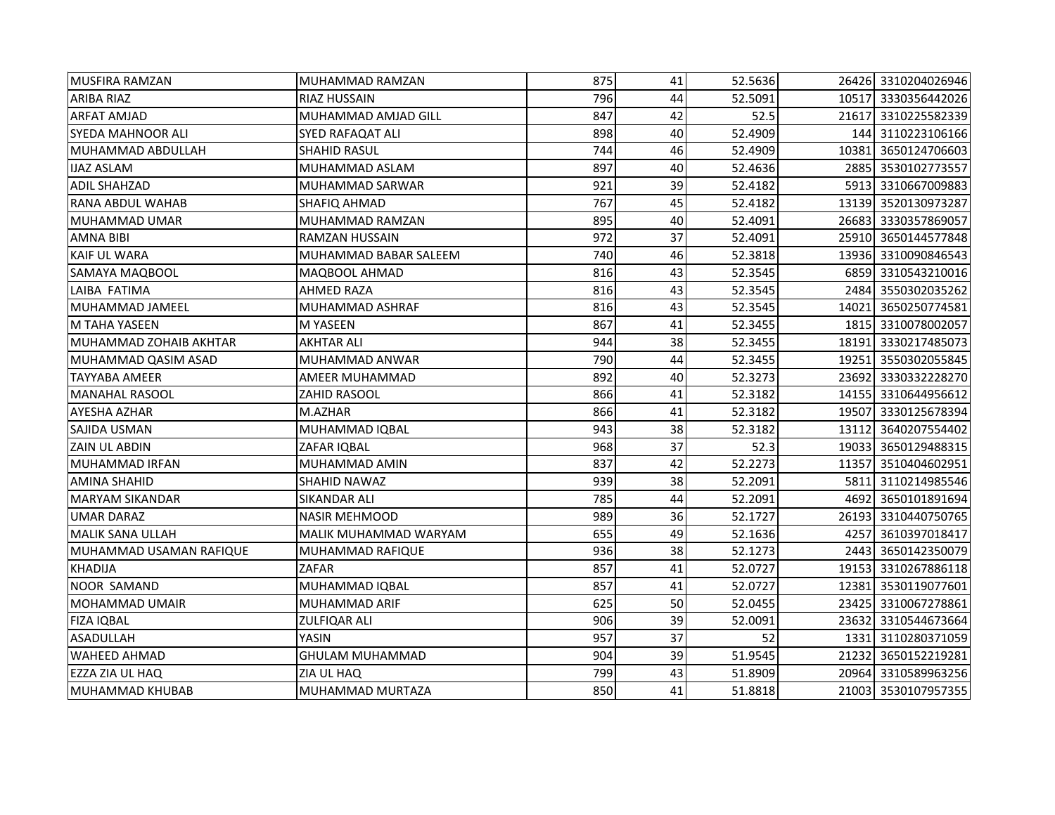| | | | | | | |
|---|---|---|---|---|---|---|
| MUSFIRA RAMZAN | MUHAMMAD RAMZAN | 875 | 41 | 52.5636 | 26426 | 3310204026946 |
| ARIBA RIAZ | RIAZ HUSSAIN | 796 | 44 | 52.5091 | 10517 | 3330356442026 |
| ARFAT AMJAD | MUHAMMAD AMJAD GILL | 847 | 42 | 52.5 | 21617 | 3310225582339 |
| SYEDA MAHNOOR ALI | SYED RAFAQAT ALI | 898 | 40 | 52.4909 | 144 | 3110223106166 |
| MUHAMMAD ABDULLAH | SHAHID RASUL | 744 | 46 | 52.4909 | 10381 | 3650124706603 |
| IJAZ ASLAM | MUHAMMAD ASLAM | 897 | 40 | 52.4636 | 2885 | 3530102773557 |
| ADIL SHAHZAD | MUHAMMAD SARWAR | 921 | 39 | 52.4182 | 5913 | 3310667009883 |
| RANA ABDUL WAHAB | SHAFIQ AHMAD | 767 | 45 | 52.4182 | 13139 | 3520130973287 |
| MUHAMMAD UMAR | MUHAMMAD RAMZAN | 895 | 40 | 52.4091 | 26683 | 3330357869057 |
| AMNA BIBI | RAMZAN HUSSAIN | 972 | 37 | 52.4091 | 25910 | 3650144577848 |
| KAIF UL WARA | MUHAMMAD BABAR SALEEM | 740 | 46 | 52.3818 | 13936 | 3310090846543 |
| SAMAYA MAQBOOL | MAQBOOL AHMAD | 816 | 43 | 52.3545 | 6859 | 3310543210016 |
| LAIBA FATIMA | AHMED RAZA | 816 | 43 | 52.3545 | 2484 | 3550302035262 |
| MUHAMMAD JAMEEL | MUHAMMAD ASHRAF | 816 | 43 | 52.3545 | 14021 | 3650250774581 |
| M TAHA YASEEN | M YASEEN | 867 | 41 | 52.3455 | 1815 | 3310078002057 |
| MUHAMMAD ZOHAIB AKHTAR | AKHTAR ALI | 944 | 38 | 52.3455 | 18191 | 3330217485073 |
| MUHAMMAD QASIM ASAD | MUHAMMAD ANWAR | 790 | 44 | 52.3455 | 19251 | 3550302055845 |
| TAYYABA AMEER | AMEER MUHAMMAD | 892 | 40 | 52.3273 | 23692 | 3330332228270 |
| MANAHAL RASOOL | ZAHID RASOOL | 866 | 41 | 52.3182 | 14155 | 3310644956612 |
| AYESHA AZHAR | M.AZHAR | 866 | 41 | 52.3182 | 19507 | 3330125678394 |
| SAJIDA USMAN | MUHAMMAD IQBAL | 943 | 38 | 52.3182 | 13112 | 3640207554402 |
| ZAIN UL ABDIN | ZAFAR IQBAL | 968 | 37 | 52.3 | 19033 | 3650129488315 |
| MUHAMMAD IRFAN | MUHAMMAD AMIN | 837 | 42 | 52.2273 | 11357 | 3510404602951 |
| AMINA SHAHID | SHAHID NAWAZ | 939 | 38 | 52.2091 | 5811 | 3110214985546 |
| MARYAM SIKANDAR | SIKANDAR ALI | 785 | 44 | 52.2091 | 4692 | 3650101891694 |
| UMAR DARAZ | NASIR MEHMOOD | 989 | 36 | 52.1727 | 26193 | 3310440750765 |
| MALIK SANA ULLAH | MALIK MUHAMMAD WARYAM | 655 | 49 | 52.1636 | 4257 | 3610397018417 |
| MUHAMMAD USAMAN RAFIQUE | MUHAMMAD RAFIQUE | 936 | 38 | 52.1273 | 2443 | 3650142350079 |
| KHADIJA | ZAFAR | 857 | 41 | 52.0727 | 19153 | 3310267886118 |
| NOOR SAMAND | MUHAMMAD IQBAL | 857 | 41 | 52.0727 | 12381 | 3530119077601 |
| MOHAMMAD UMAIR | MUHAMMAD ARIF | 625 | 50 | 52.0455 | 23425 | 3310067278861 |
| FIZA IQBAL | ZULFIQAR ALI | 906 | 39 | 52.0091 | 23632 | 3310544673664 |
| ASADULLAH | YASIN | 957 | 37 | 52 | 1331 | 3110280371059 |
| WAHEED AHMAD | GHULAM MUHAMMAD | 904 | 39 | 51.9545 | 21232 | 3650152219281 |
| EZZA ZIA UL HAQ | ZIA UL HAQ | 799 | 43 | 51.8909 | 20964 | 3310589963256 |
| MUHAMMAD KHUBAB | MUHAMMAD MURTAZA | 850 | 41 | 51.8818 | 21003 | 3530107957355 |